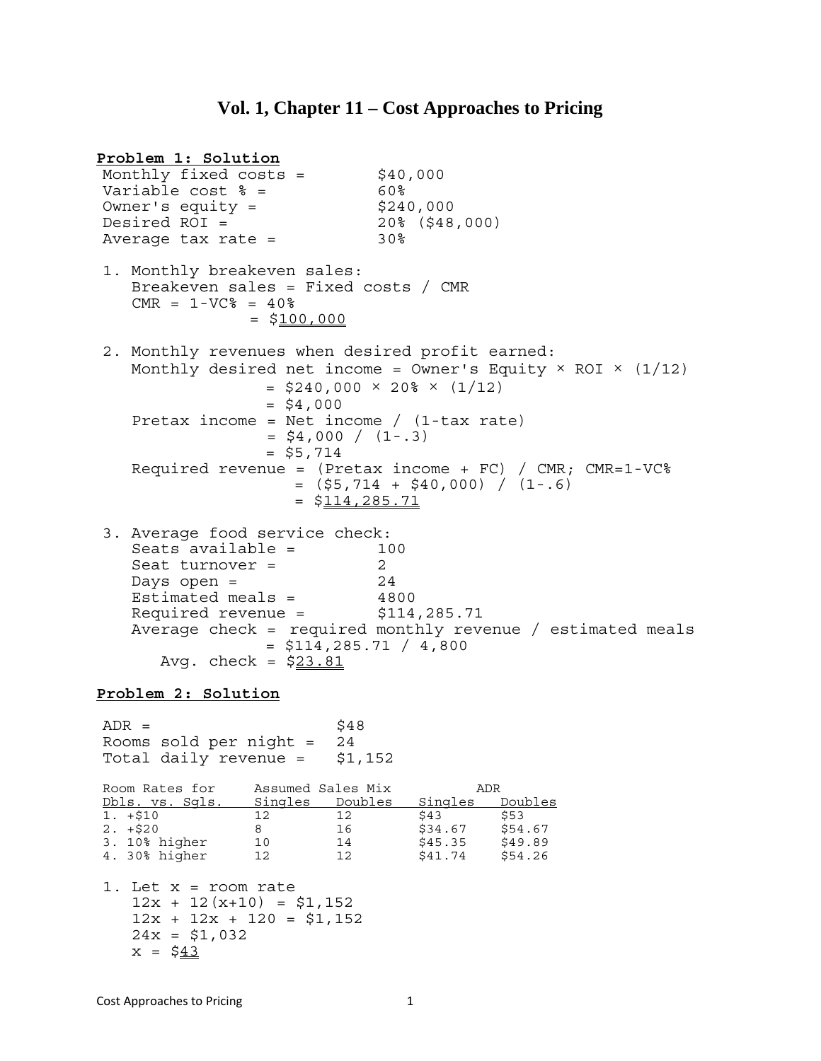# Vol. 1, Chapter 11 – Cost Approaches to Pricing

**Problem 1: Solution**

Monthly fixed costs = $40,000
Variable cost % = 60%
Owner's equity = $240,000
Desired ROI = 20% ($48,000)
Average tax rate = 30%

1. Monthly breakeven sales:
   Breakeven sales = Fixed costs / CMR
   CMR = 1-VC% = 40%
   = $<u>100,000</u>

2. Monthly revenues when desired profit earned:
   Monthly desired net income = Owner's Equity × ROI × (1/12)
   = $240,000 × 20% × (1/12)
   = $4,000
   Pretax income = Net income / (1-tax rate)
   = $4,000 / (1-.3)
   = $5,714
   Required revenue = (Pretax income + FC) / CMR; CMR=1-VC%
   = ($5,714 + $40,000) / (1-.6)
   = $<u>114,285.71</u>

3. Average food service check:
   Seats available = 100
   Seat turnover = 2
   Days open = 24
   Estimated meals = 4800
   Required revenue = $114,285.71
   Average check = required monthly revenue / estimated meals
   = $114,285.71 / 4,800
   Avg. check = $<u>23.81</u>

**Problem 2: Solution**

ADR = $48
Rooms sold per night = 24
Total daily revenue = $1,152

| Room Rates for Dbls. vs. Sgls. | Assumed Sales Mix Singles | Doubles | ADR Singles | Doubles |
|---|---|---|---|---|
| 1. +$10 | 12 | 12 | $43 | $53 |
| 2. +$20 | 8 | 16 | $34.67 | $54.67 |
| 3. 10% higher | 10 | 14 | $45.35 | $49.89 |
| 4. 30% higher | 12 | 12 | $41.74 | $54.26 |

1. Let x = room rate
   12x + 12(x+10) = $1,152
   12x + 12x + 120 = $1,152
   24x = $1,032
   x = $<u>43</u>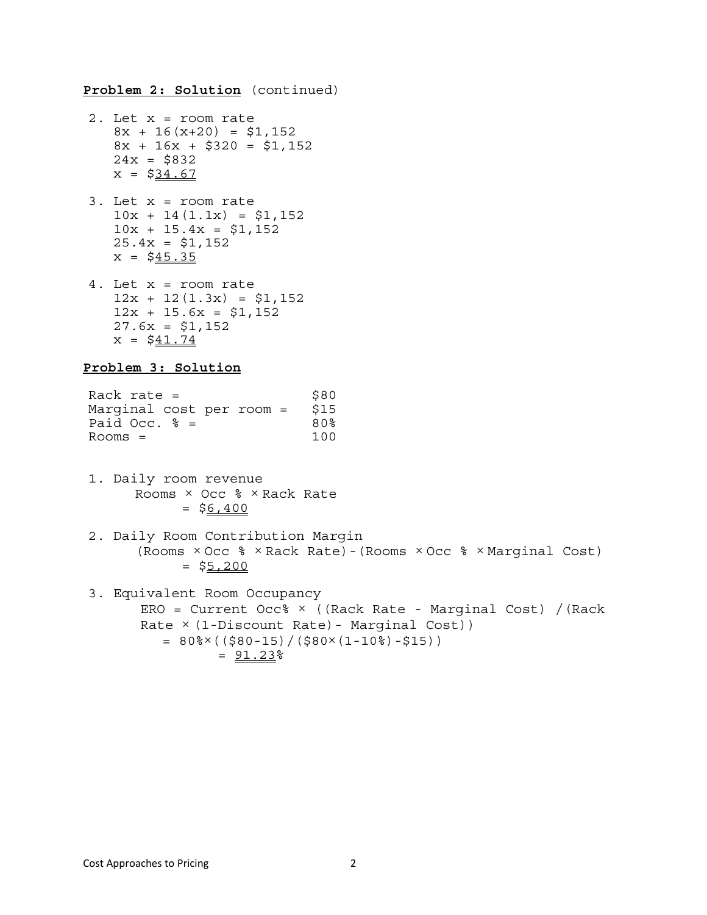**Problem 2: Solution** (continued)

2. Let x = room rate

   $8x + 16(x+20) = \$1,152$

   $8x + 16x + \$320 = \$1,152$

   $24x = \$832$

   $x = \$\underline{\underline{34.67}}$

3. Let x = room rate

   $10x + 14(1.1x) = \$1,152$

   $10x + 15.4x = \$1,152$

   $25.4x = \$1,152$

   $x = \$\underline{\underline{45.35}}$

4. Let x = room rate

   $12x + 12(1.3x) = \$1,152$

   $12x + 15.6x = \$1,152$

   $27.6x = \$1,152$

   $x = \$\underline{\underline{41.74}}$

**Problem 3: Solution**

| | |
|---|---|
| Rack rate = | \$80 |
| Marginal cost per room = | \$15 |
| Paid Occ. % = | 80% |
| Rooms = | 100 |

1. Daily room revenue

   Rooms × Occ % × Rack Rate

   = \$$\underline{\underline{6,400}}$

2. Daily Room Contribution Margin

   (Rooms × Occ % × Rack Rate) - (Rooms × Occ % × Marginal Cost)

   = \$$\underline{\underline{5,200}}$

3. Equivalent Room Occupancy

   ERO = Current Occ% × ((Rack Rate - Marginal Cost) / (Rack Rate × (1-Discount Rate) - Marginal Cost))

   $= 80\% \times ((\$80-15)/(\$80\times(1-10\%)-\$15))$

   $= \underline{\underline{91.23}}\%$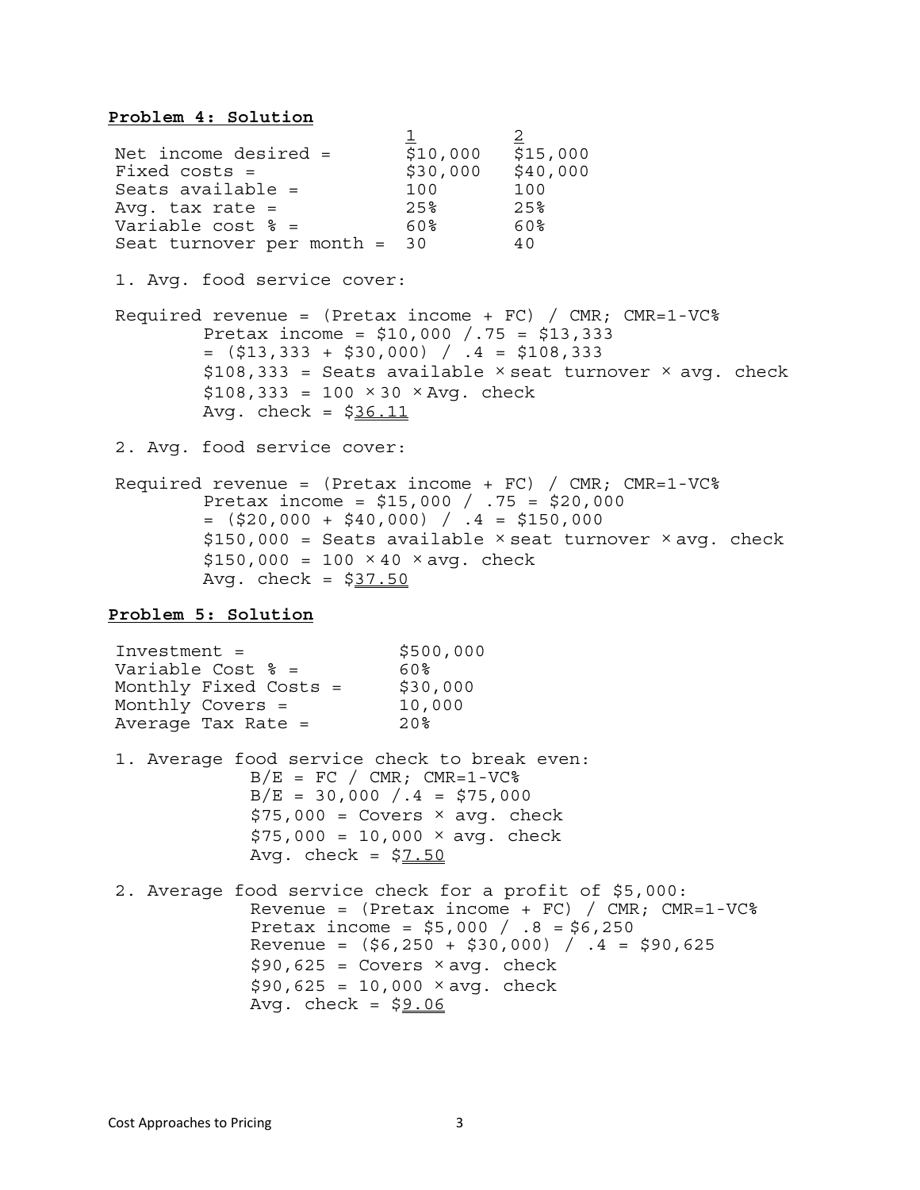**Problem 4: Solution**

| | 1 | 2 |
|---|---|---|
| Net income desired = | \$10,000 | \$15,000 |
| Fixed costs = | \$30,000 | \$40,000 |
| Seats available = | 100 | 100 |
| Avg. tax rate = | 25% | 25% |
| Variable cost % = | 60% | 60% |
| Seat turnover per month = | 30 | 40 |

1. Avg. food service cover:

Required revenue = (Pretax income + FC) / CMR; CMR=1-VC%

Pretax income = \$10,000 /.75 = \$13,333

= (\$13,333 + \$30,000) / .4 = \$108,333

\$108,333 = Seats available × seat turnover × avg. check

\$108,333 = 100 × 30 × Avg. check

Avg. check = \$<u>36.11</u>

2. Avg. food service cover:

Required revenue = (Pretax income + FC) / CMR; CMR=1-VC%

Pretax income = \$15,000 / .75 = \$20,000

= (\$20,000 + \$40,000) / .4 = \$150,000

\$150,000 = Seats available × seat turnover × avg. check

\$150,000 = 100 × 40 × avg. check

Avg. check = \$<u>37.50</u>

**Problem 5: Solution**

| | |
|---|---|
| Investment = | \$500,000 |
| Variable Cost % = | 60% |
| Monthly Fixed Costs = | \$30,000 |
| Monthly Covers = | 10,000 |
| Average Tax Rate = | 20% |

1. Average food service check to break even:

B/E = FC / CMR; CMR=1-VC%

B/E = 30,000 /.4 = \$75,000

\$75,000 = Covers × avg. check

\$75,000 = 10,000 × avg. check

Avg. check = \$<u>7.50</u>

2. Average food service check for a profit of \$5,000:

Revenue = (Pretax income + FC) / CMR; CMR=1-VC%

Pretax income = \$5,000 / .8 = \$6,250

Revenue = (\$6,250 + \$30,000) / .4 = \$90,625

\$90,625 = Covers × avg. check

\$90,625 = 10,000 × avg. check

Avg. check = \$<u>9.06</u>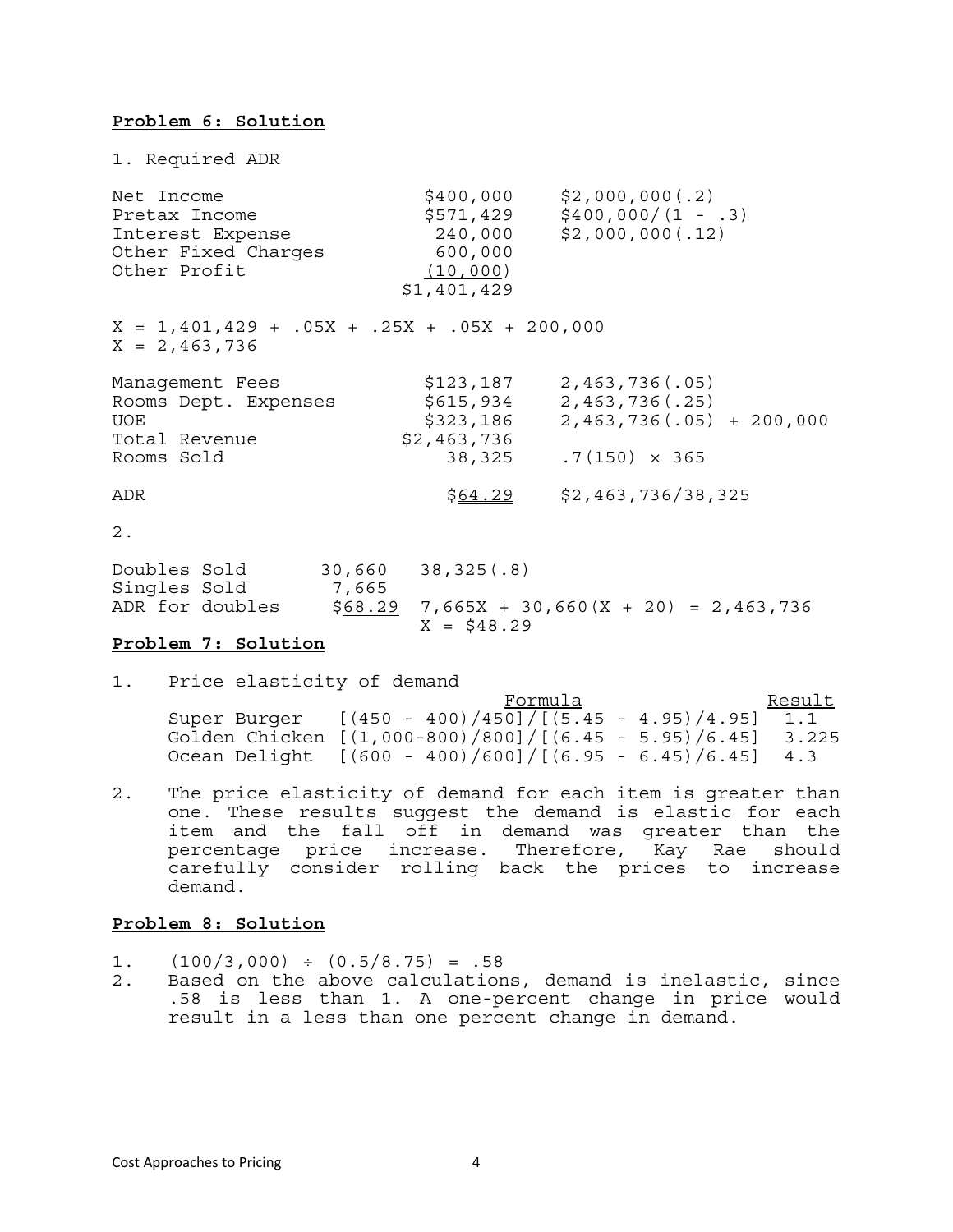**Problem 6: Solution**

1. Required ADR

| | | |
|---|---|---|
| Net Income | \$400,000 | \$2,000,000(.2) |
| Pretax Income | \$571,429 | \$400,000/(1 - .3) |
| Interest Expense | 240,000 | \$2,000,000(.12) |
| Other Fixed Charges | 600,000 | |
| Other Profit | (10,000) | |
| | \$1,401,429 | |

X = 1,401,429 + .05X + .25X + .05X + 200,000
X = 2,463,736

| | | |
|---|---|---|
| Management Fees | \$123,187 | 2,463,736(.05) |
| Rooms Dept. Expenses | \$615,934 | 2,463,736(.25) |
| UOE | \$323,186 | 2,463,736(.05) + 200,000 |
| Total Revenue | \$2,463,736 | |
| Rooms Sold | 38,325 | .7(150) × 365 |
| | | |
| ADR | \$64.29 | \$2,463,736/38,325 |

2.

| | | |
|---|---|---|
| Doubles Sold | 30,660 | 38,325(.8) |
| Singles Sold | 7,665 | |
| ADR for doubles | \$68.29 | 7,665X + 30,660(X + 20) = 2,463,736 |
| | | X = \$48.29 |

**Problem 7: Solution**

1. Price elasticity of demand

| | Formula | Result |
|---|---|---|
| Super Burger | [(450 - 400)/450]/[(5.45 - 4.95)/4.95] | 1.1 |
| Golden Chicken | [(1,000-800)/800]/[(6.45 - 5.95)/6.45] | 3.225 |
| Ocean Delight | [(600 - 400)/600]/[(6.95 - 6.45)/6.45] | 4.3 |

2. The price elasticity of demand for each item is greater than one. These results suggest the demand is elastic for each item and the fall off in demand was greater than the percentage price increase. Therefore, Kay Rae should carefully consider rolling back the prices to increase demand.

**Problem 8: Solution**

1. (100/3,000) ÷ (0.5/8.75) = .58
2. Based on the above calculations, demand is inelastic, since .58 is less than 1. A one-percent change in price would result in a less than one percent change in demand.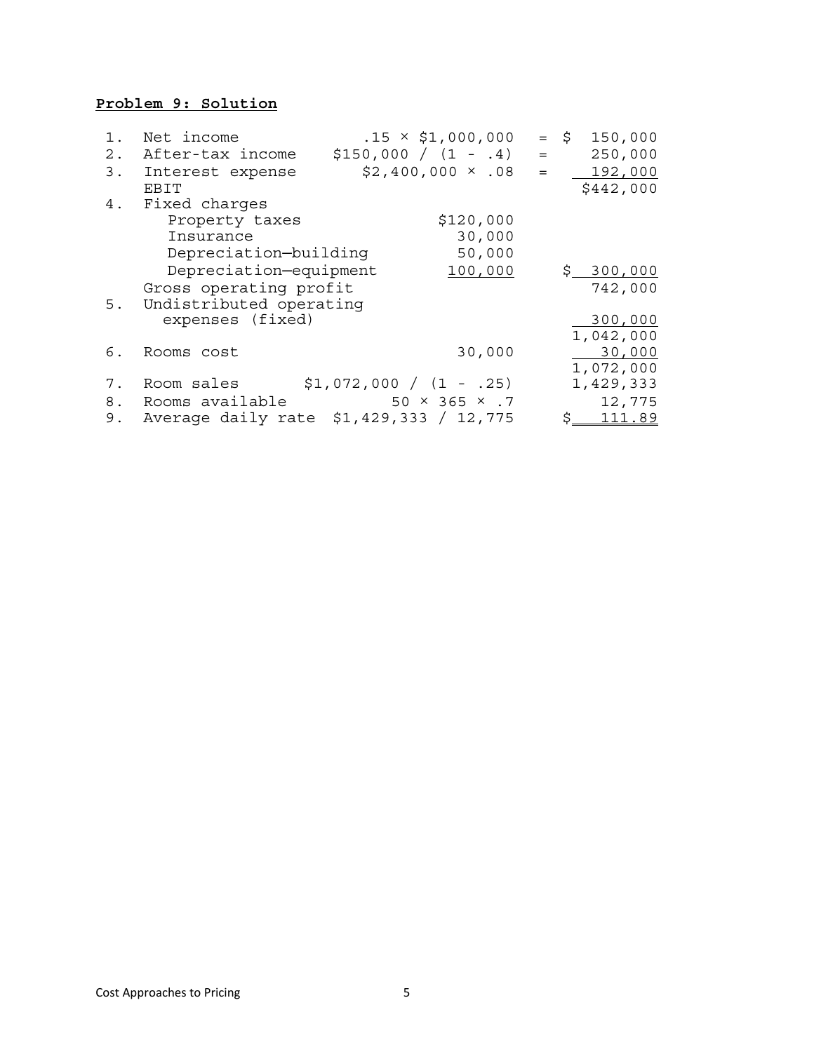**Problem 9: Solution**

| | | | | |
|---|---|---|---|---|
| 1. | Net income | .15 × $1,000,000 | = | $ 150,000 |
| 2. | After-tax income | $150,000 / (1 - .4) | = | 250,000 |
| 3. | Interest expense | $2,400,000 × .08 | = | 192,000 |
| | EBIT | | | $442,000 |
| 4. | Fixed charges | | | |
| | Property taxes | $120,000 | | |
| | Insurance | 30,000 | | |
| | Depreciation—building | 50,000 | | |
| | Depreciation—equipment | 100,000 | | $ 300,000 |
| | Gross operating profit | | | 742,000 |
| 5. | Undistributed operating expenses (fixed) | | | 300,000 |
| | | | | 1,042,000 |
| 6. | Rooms cost | 30,000 | | 30,000 |
| | | | | 1,072,000 |
| 7. | Room sales | $1,072,000 / (1 - .25) | | 1,429,333 |
| 8. | Rooms available | 50 × 365 × .7 | | 12,775 |
| 9. | Average daily rate | $1,429,333 / 12,775 | | $ 111.89 |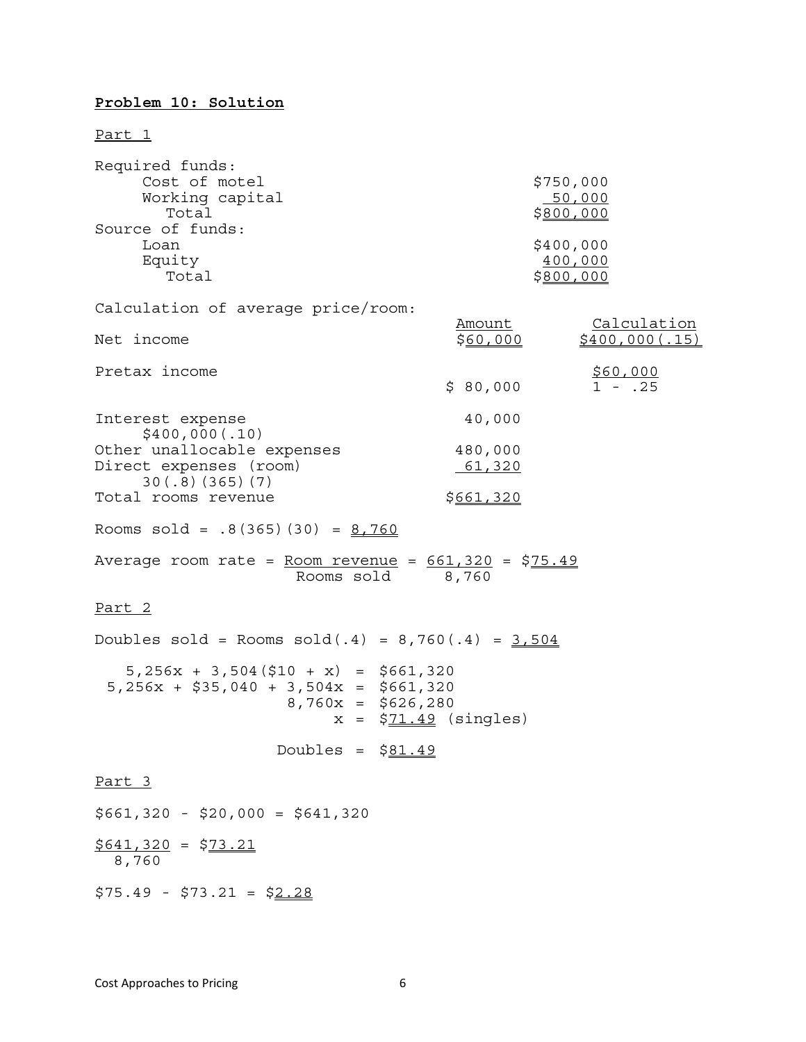**Problem 10: Solution**

Part 1

Required funds:

| | |
|---|---|
| Cost of motel | \$750,000 |
| Working capital | 50,000 |
| Total | \$800,000 |

Source of funds:

| | |
|---|---|
| Loan | \$400,000 |
| Equity | 400,000 |
| Total | \$800,000 |

Calculation of average price/room:

| | Amount | Calculation |
|---|---|---|
| Net income | \$60,000 | \$400,000(.15) |
| Pretax income | \$ 80,000 | $\frac{\$60,000}{1 - .25}$ |
| Interest expense \$400,000(.10) | 40,000 | |
| Other unallocable expenses | 480,000 | |
| Direct expenses (room) 30(.8)(365)(7) | 61,320 | |
| Total rooms revenue | \$661,320 | |

Rooms sold = .8(365)(30) = 8,760

Average room rate = $\frac{\text{Room revenue}}{\text{Rooms sold}} = \frac{661,320}{8,760}$ = \$75.49

Part 2

Doubles sold = Rooms sold(.4) = 8,760(.4) = 3,504

$$5,256x + 3,504(\$10 + x) = \$661,320$$
$$5,256x + \$35,040 + 3,504x = \$661,320$$
$$8,760x = \$626,280$$
$$x = \$71.49 \text{ (singles)}$$

Doubles = \$81.49

Part 3

\$661,320 - \$20,000 = \$641,320

$\frac{\$641,320}{8,760}$ = \$73.21

\$75.49 - \$73.21 = \$2.28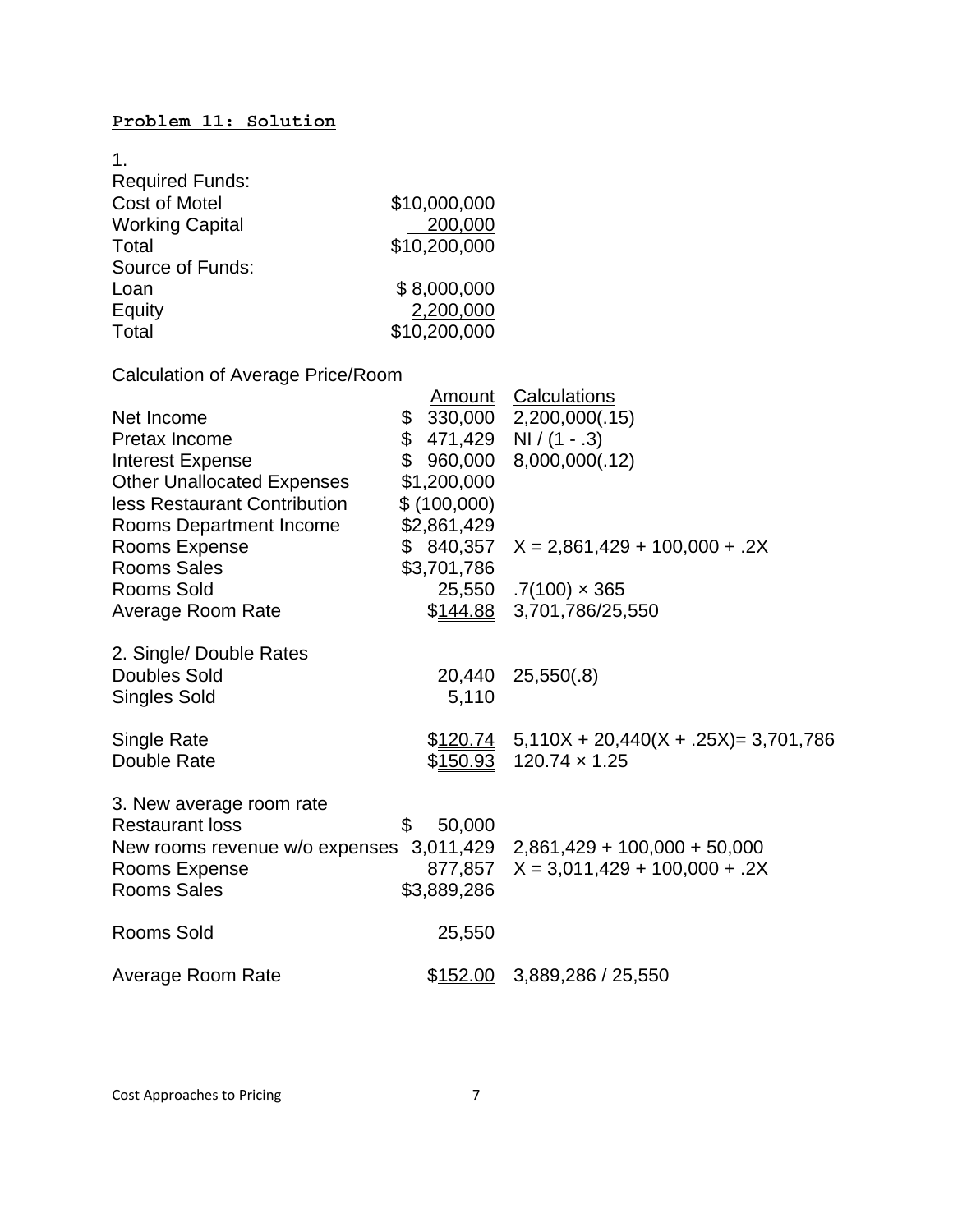**Problem 11: Solution**

1.

| Required Funds: | |
|---|---|
| Cost of Motel | \$10,000,000 |
| Working Capital | 200,000 |
| Total | \$10,200,000 |
| Source of Funds: | |
| Loan | \$ 8,000,000 |
| Equity | 2,200,000 |
| Total | \$10,200,000 |

Calculation of Average Price/Room

| | Amount | Calculations |
|---|---|---|
| Net Income | \$ 330,000 | 2,200,000(.15) |
| Pretax Income | \$ 471,429 | NI / (1 - .3) |
| Interest Expense | \$ 960,000 | 8,000,000(.12) |
| Other Unallocated Expenses | \$1,200,000 | |
| less Restaurant Contribution | \$ (100,000) | |
| Rooms Department Income | \$2,861,429 | |
| Rooms Expense | \$ 840,357 | X = 2,861,429 + 100,000 + .2X |
| Rooms Sales | \$3,701,786 | |
| Rooms Sold | 25,550 | .7(100) × 365 |
| Average Room Rate | \$144.88 | 3,701,786/25,550 |

2. Single/ Double Rates

| | | |
|---|---|---|
| Doubles Sold | 20,440 | 25,550(.8) |
| Singles Sold | 5,110 | |
| | | |
| Single Rate | \$120.74 | 5,110X + 20,440(X + .25X)= 3,701,786 |
| Double Rate | \$150.93 | 120.74 × 1.25 |

3. New average room rate

| | | |
|---|---|---|
| Restaurant loss | \$ 50,000 | |
| New rooms revenue w/o expenses | 3,011,429 | 2,861,429 + 100,000 + 50,000 |
| Rooms Expense | 877,857 | X = 3,011,429 + 100,000 + .2X |
| Rooms Sales | \$3,889,286 | |
| | | |
| Rooms Sold | 25,550 | |
| | | |
| Average Room Rate | \$152.00 | 3,889,286 / 25,550 |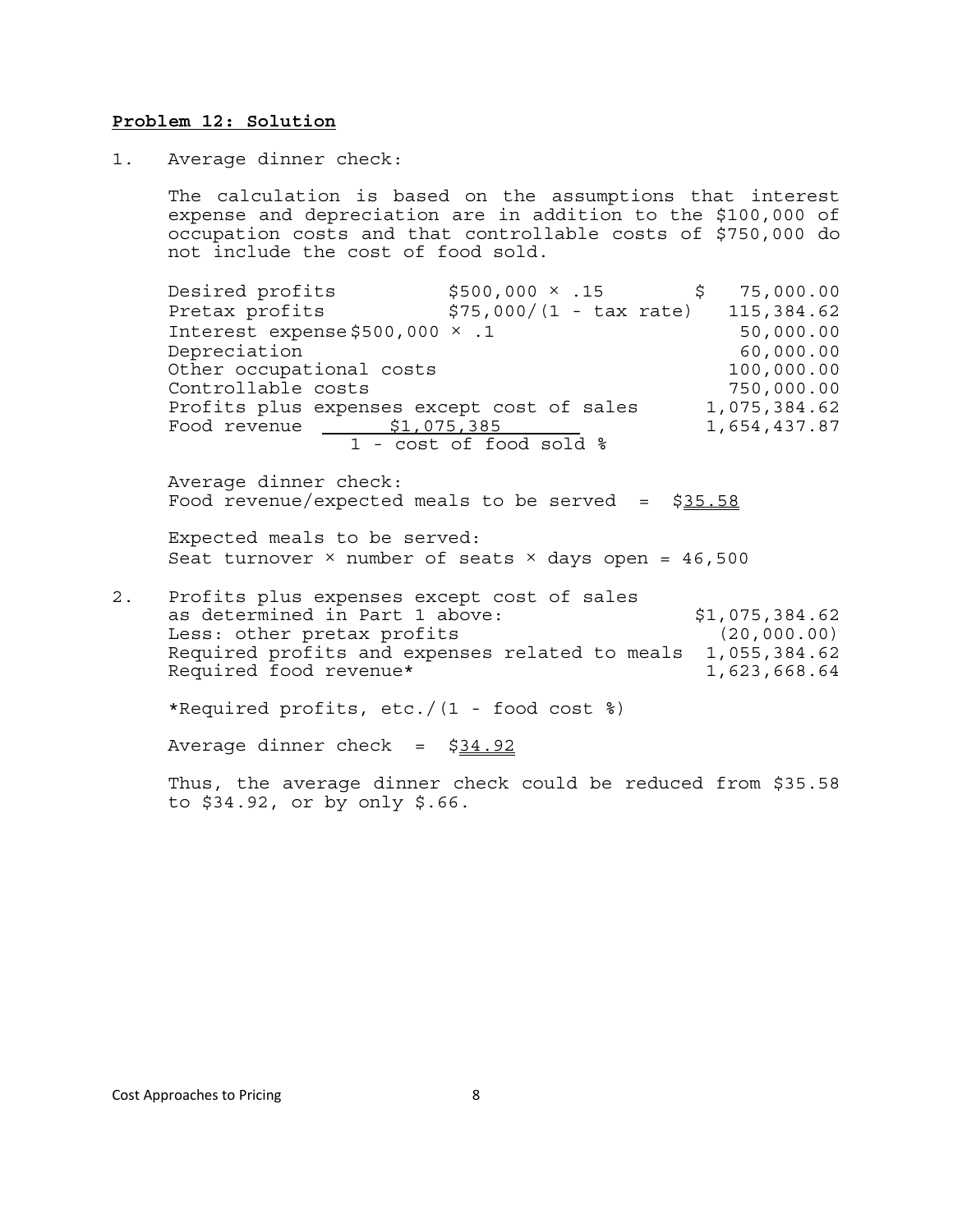**Problem 12: Solution**

1. Average dinner check:

   The calculation is based on the assumptions that interest expense and depreciation are in addition to the $100,000 of occupation costs and that controllable costs of $750,000 do not include the cost of food sold.

| | | |
|---|---|---|
| Desired profits | $500,000 × .15 | $ 75,000.00 |
| Pretax profits | $75,000/(1 - tax rate) | 115,384.62 |
| Interest expense | $500,000 × .1 | 50,000.00 |
| Depreciation | | 60,000.00 |
| Other occupational costs | | 100,000.00 |
| Controllable costs | | 750,000.00 |
| Profits plus expenses except cost of sales | | 1,075,384.62 |
| Food revenue | $\frac{\$1{,}075{,}385}{1 - \text{cost of food sold } \%}$ | 1,654,437.87 |

   Average dinner check:
   Food revenue/expected meals to be served = $35.58

   Expected meals to be served:
   Seat turnover × number of seats × days open = 46,500

2.

| | |
|---|---|
| Profits plus expenses except cost of sales as determined in Part 1 above: | $1,075,384.62 |
| Less: other pretax profits | (20,000.00) |
| Required profits and expenses related to meals | 1,055,384.62 |
| Required food revenue* | 1,623,668.64 |

   *Required profits, etc./(1 - food cost %)

   Average dinner check = $34.92

   Thus, the average dinner check could be reduced from $35.58 to $34.92, or by only $.66.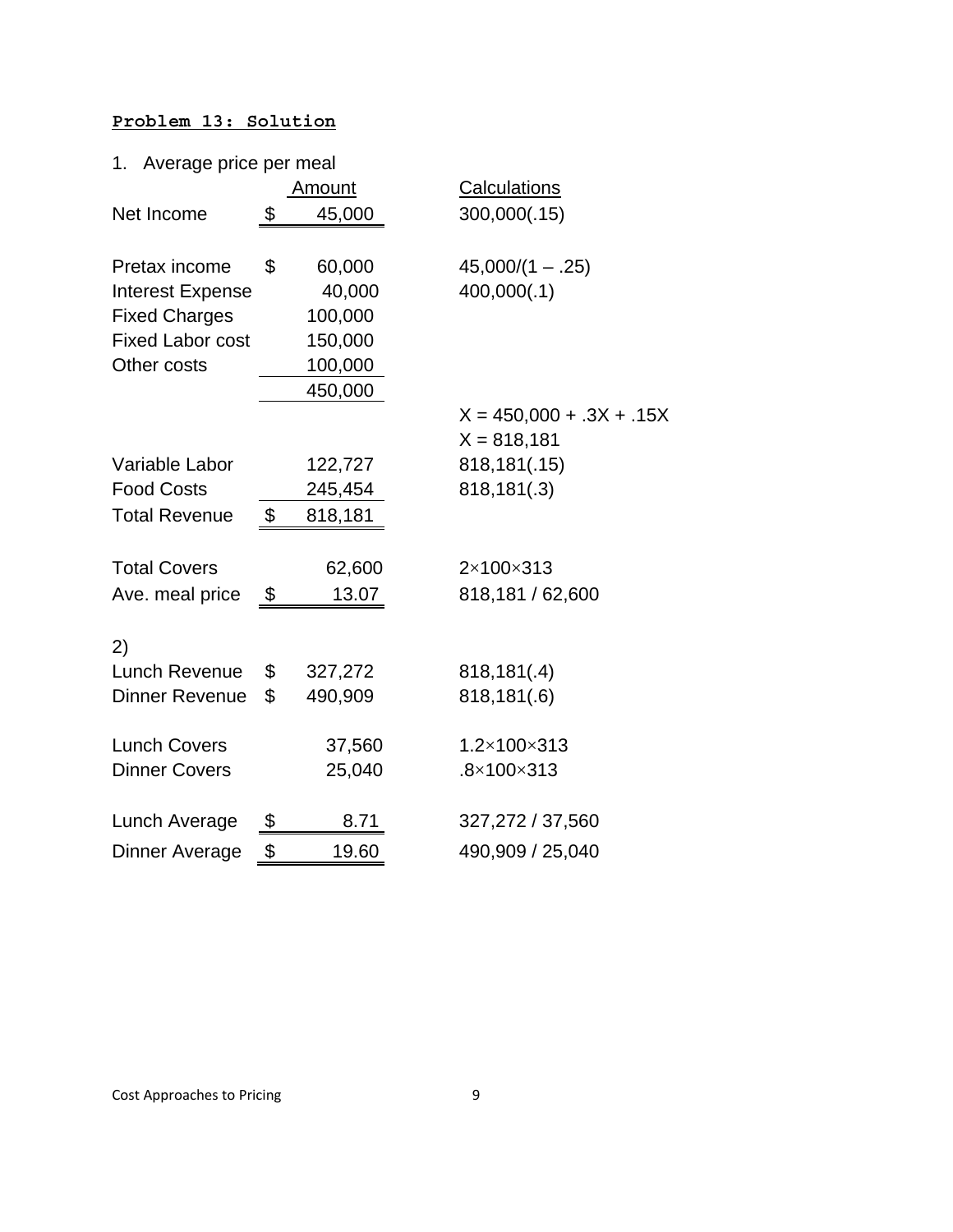**Problem 13: Solution**

1. Average price per meal

| | Amount | Calculations |
|---|---|---|
| Net Income | $ 45,000 | 300,000(.15) |
| | | |
| Pretax income | $ 60,000 | 45,000/(1 – .25) |
| Interest Expense | 40,000 | 400,000(.1) |
| Fixed Charges | 100,000 | |
| Fixed Labor cost | 150,000 | |
| Other costs | 100,000 | |
| | 450,000 | |
| | | X = 450,000 + .3X + .15X |
| | | X = 818,181 |
| Variable Labor | 122,727 | 818,181(.15) |
| Food Costs | 245,454 | 818,181(.3) |
| Total Revenue | $ 818,181 | |
| | | |
| Total Covers | 62,600 | 2×100×313 |
| Ave. meal price | $ 13.07 | 818,181 / 62,600 |

2)

| | Amount | Calculations |
|---|---|---|
| Lunch Revenue | $ 327,272 | 818,181(.4) |
| Dinner Revenue | $ 490,909 | 818,181(.6) |
| | | |
| Lunch Covers | 37,560 | 1.2×100×313 |
| Dinner Covers | 25,040 | .8×100×313 |
| | | |
| Lunch Average | $ 8.71 | 327,272 / 37,560 |
| Dinner Average | $ 19.60 | 490,909 / 25,040 |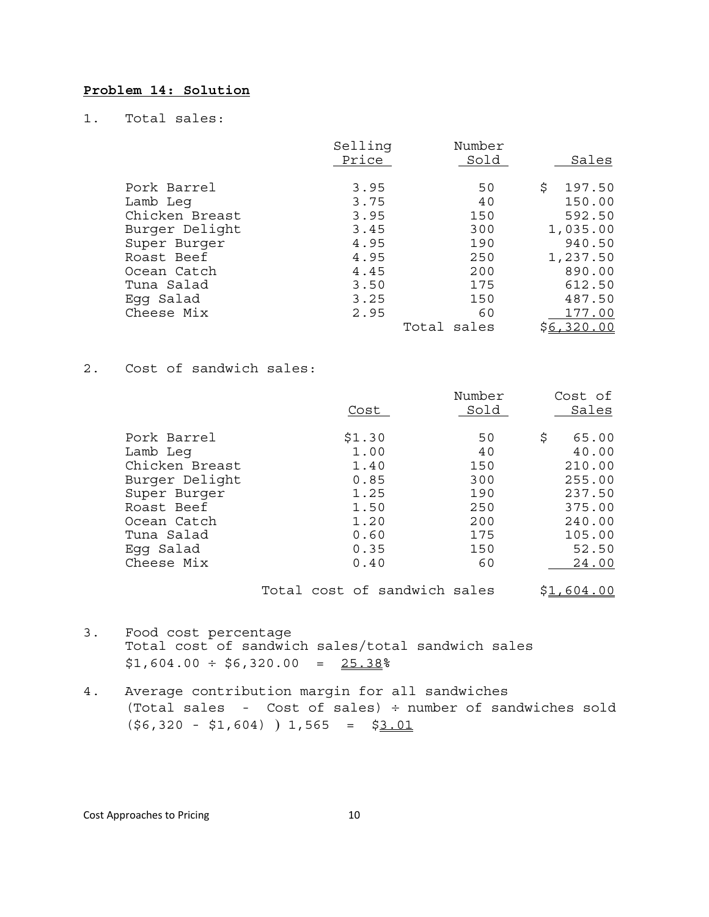**Problem 14: Solution**

1. Total sales:

| | Selling Price | Number Sold | Sales |
|---|---|---|---|
| Pork Barrel | 3.95 | 50 | $ 197.50 |
| Lamb Leg | 3.75 | 40 | 150.00 |
| Chicken Breast | 3.95 | 150 | 592.50 |
| Burger Delight | 3.45 | 300 | 1,035.00 |
| Super Burger | 4.95 | 190 | 940.50 |
| Roast Beef | 4.95 | 250 | 1,237.50 |
| Ocean Catch | 4.45 | 200 | 890.00 |
| Tuna Salad | 3.50 | 175 | 612.50 |
| Egg Salad | 3.25 | 150 | 487.50 |
| Cheese Mix | 2.95 | 60 | 177.00 |
| | | Total sales | $6,320.00 |

2. Cost of sandwich sales:

| | Cost | Number Sold | Cost of Sales |
|---|---|---|---|
| Pork Barrel | $1.30 | 50 | $ 65.00 |
| Lamb Leg | 1.00 | 40 | 40.00 |
| Chicken Breast | 1.40 | 150 | 210.00 |
| Burger Delight | 0.85 | 300 | 255.00 |
| Super Burger | 1.25 | 190 | 237.50 |
| Roast Beef | 1.50 | 250 | 375.00 |
| Ocean Catch | 1.20 | 200 | 240.00 |
| Tuna Salad | 0.60 | 175 | 105.00 |
| Egg Salad | 0.35 | 150 | 52.50 |
| Cheese Mix | 0.40 | 60 | 24.00 |
| Total cost of sandwich sales | | | $1,604.00 |

3. Food cost percentage
   Total cost of sandwich sales/total sandwich sales
   $1,604.00 ÷ $6,320.00 = 25.38%

4. Average contribution margin for all sandwiches
   (Total sales - Cost of sales) ÷ number of sandwiches sold
   ($6,320 - $1,604) ) 1,565 = $3.01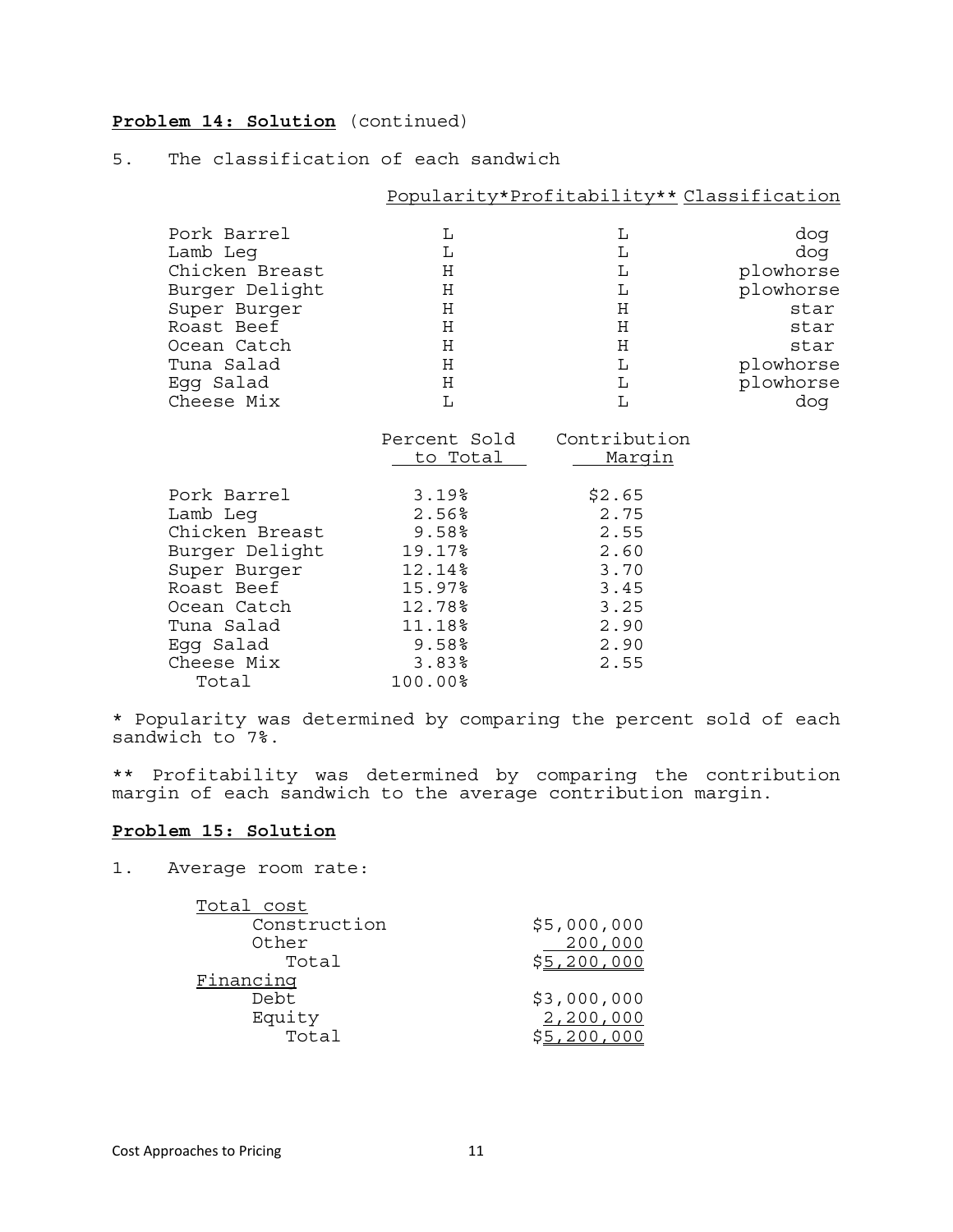**Problem 14: Solution** (continued)

5. The classification of each sandwich

| | Popularity* | Profitability** | Classification |
|---|---|---|---|
| Pork Barrel | L | L | dog |
| Lamb Leg | L | L | dog |
| Chicken Breast | H | L | plowhorse |
| Burger Delight | H | L | plowhorse |
| Super Burger | H | H | star |
| Roast Beef | H | H | star |
| Ocean Catch | H | H | star |
| Tuna Salad | H | L | plowhorse |
| Egg Salad | H | L | plowhorse |
| Cheese Mix | L | L | dog |

| | Percent Sold to Total | Contribution Margin |
|---|---|---|
| Pork Barrel | 3.19% | $2.65 |
| Lamb Leg | 2.56% | 2.75 |
| Chicken Breast | 9.58% | 2.55 |
| Burger Delight | 19.17% | 2.60 |
| Super Burger | 12.14% | 3.70 |
| Roast Beef | 15.97% | 3.45 |
| Ocean Catch | 12.78% | 3.25 |
| Tuna Salad | 11.18% | 2.90 |
| Egg Salad | 9.58% | 2.90 |
| Cheese Mix | 3.83% | 2.55 |
| Total | 100.00% | |

* Popularity was determined by comparing the percent sold of each sandwich to 7%.

** Profitability was determined by comparing the contribution margin of each sandwich to the average contribution margin.

**Problem 15: Solution**

1. Average room rate:

| | |
|---|---|
| Total cost | |
| Construction | $5,000,000 |
| Other | 200,000 |
| Total | $5,200,000 |
| Financing | |
| Debt | $3,000,000 |
| Equity | 2,200,000 |
| Total | $5,200,000 |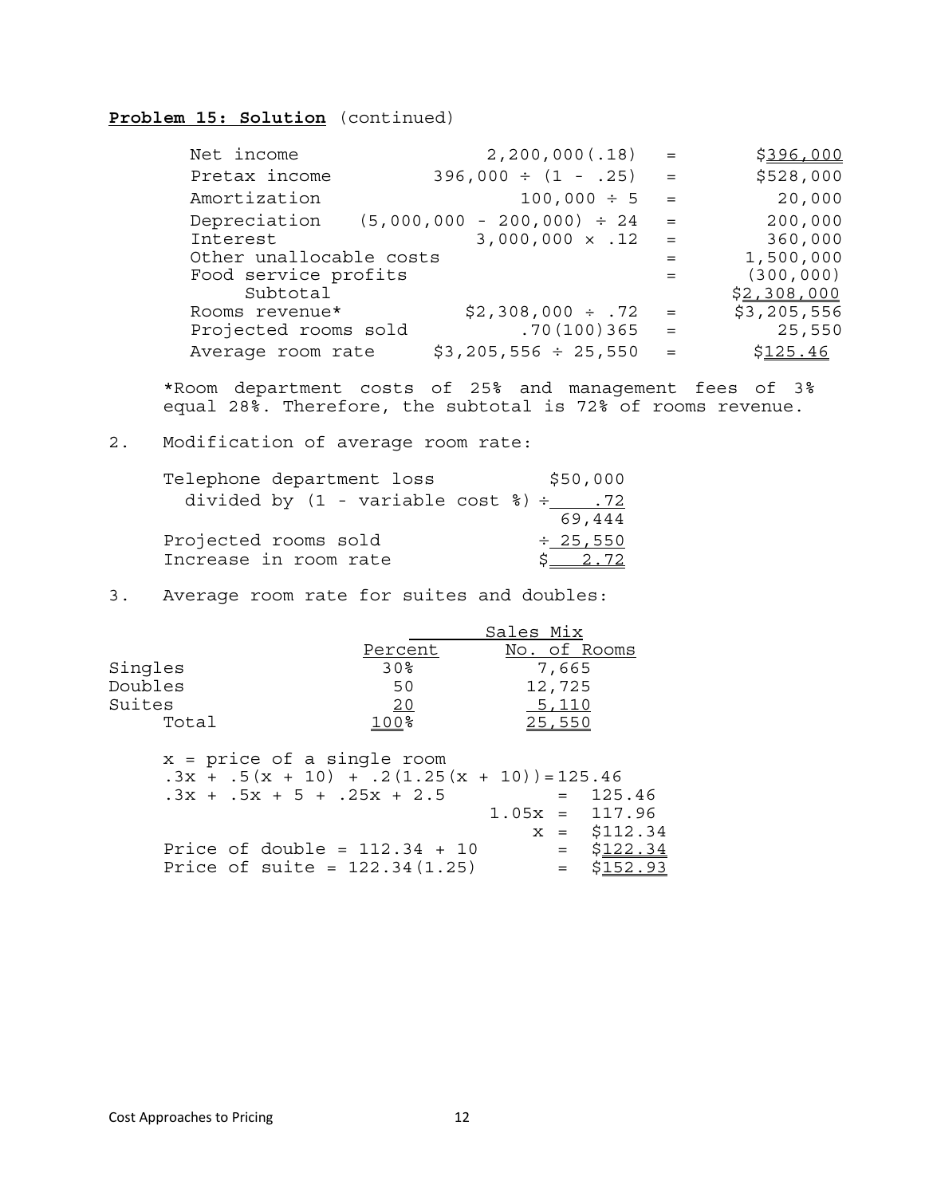**Problem 15: Solution** (continued)

| | | | |
|---|---|---|---|
| Net income | 2,200,000(.18) | = | $396,000 |
| Pretax income | 396,000 ÷ (1 - .25) | = | $528,000 |
| Amortization | 100,000 ÷ 5 | = | 20,000 |
| Depreciation | (5,000,000 - 200,000) ÷ 24 | = | 200,000 |
| Interest | 3,000,000 × .12 | = | 360,000 |
| Other unallocable costs | | = | 1,500,000 |
| Food service profits | | = | (300,000) |
| Subtotal | | | $2,308,000 |
| Rooms revenue* | $2,308,000 ÷ .72 | = | $3,205,556 |
| Projected rooms sold | .70(100)365 | = | 25,550 |
| Average room rate | $3,205,556 ÷ 25,550 | = | $125.46 |

*Room department costs of 25% and management fees of 3% equal 28%. Therefore, the subtotal is 72% of rooms revenue.

2. Modification of average room rate:

| | |
|---|---|
| Telephone department loss | $50,000 |
| divided by (1 - variable cost %) | ÷ .72 |
| | 69,444 |
| Projected rooms sold | ÷ 25,550 |
| Increase in room rate | $ 2.72 |

3. Average room rate for suites and doubles:

| | Sales Mix | |
|---|---|---|
| | Percent | No. of Rooms |
| Singles | 30% | 7,665 |
| Doubles | 50 | 12,725 |
| Suites | 20 | 5,110 |
| Total | 100% | 25,550 |

x = price of a single room

$$.3x + .5(x + 10) + .2(1.25(x + 10)) = 125.46$$

$$.3x + .5x + 5 + .25x + 2.5 = 125.46$$

$$1.05x = 117.96$$

$$x = \$112.34$$

Price of double = 112.34 + 10 = $122.34

Price of suite = 122.34(1.25) = $152.93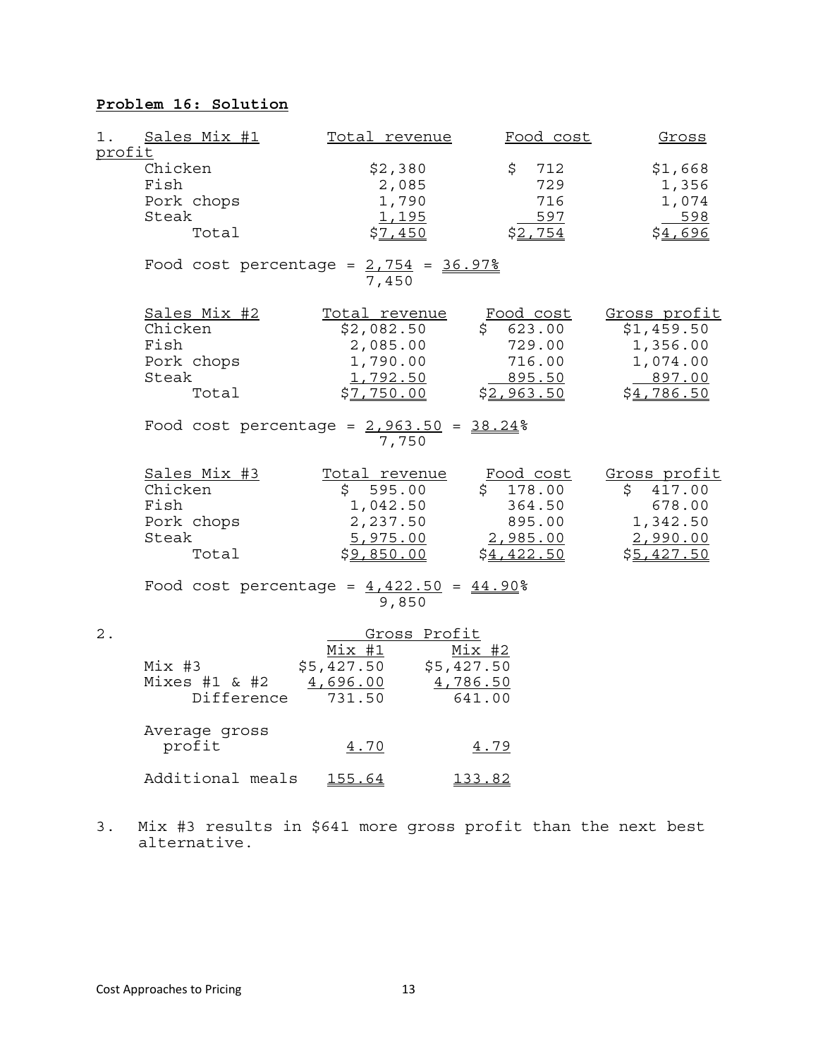**Problem 16: Solution**

1.

| Sales Mix #1 | Total revenue | Food cost | Gross profit |
|---|---|---|---|
| Chicken | $2,380 | $ 712 | $1,668 |
| Fish | 2,085 | 729 | 1,356 |
| Pork chops | 1,790 | 716 | 1,074 |
| Steak | 1,195 | 597 | 598 |
| Total | $7,450 | $2,754 | $4,696 |

$$\text{Food cost percentage} = \frac{2{,}754}{7{,}450} = 36.97\%$$

| Sales Mix #2 | Total revenue | Food cost | Gross profit |
|---|---|---|---|
| Chicken | $2,082.50 | $ 623.00 | $1,459.50 |
| Fish | 2,085.00 | 729.00 | 1,356.00 |
| Pork chops | 1,790.00 | 716.00 | 1,074.00 |
| Steak | 1,792.50 | 895.50 | 897.00 |
| Total | $7,750.00 | $2,963.50 | $4,786.50 |

$$\text{Food cost percentage} = \frac{2{,}963.50}{7{,}750} = 38.24\%$$

| Sales Mix #3 | Total revenue | Food cost | Gross profit |
|---|---|---|---|
| Chicken | $ 595.00 | $ 178.00 | $ 417.00 |
| Fish | 1,042.50 | 364.50 | 678.00 |
| Pork chops | 2,237.50 | 895.00 | 1,342.50 |
| Steak | 5,975.00 | 2,985.00 | 2,990.00 |
| Total | $9,850.00 | $4,422.50 | $5,427.50 |

$$\text{Food cost percentage} = \frac{4{,}422.50}{9{,}850} = 44.90\%$$

2.

| | Gross Profit | |
|---|---|---|
| | Mix #1 | Mix #2 |
| Mix #3 | $5,427.50 | $5,427.50 |
| Mixes #1 & #2 | 4,696.00 | 4,786.50 |
| Difference | 731.50 | 641.00 |
| Average gross profit | 4.70 | 4.79 |
| Additional meals | 155.64 | 133.82 |

3. Mix #3 results in $641 more gross profit than the next best alternative.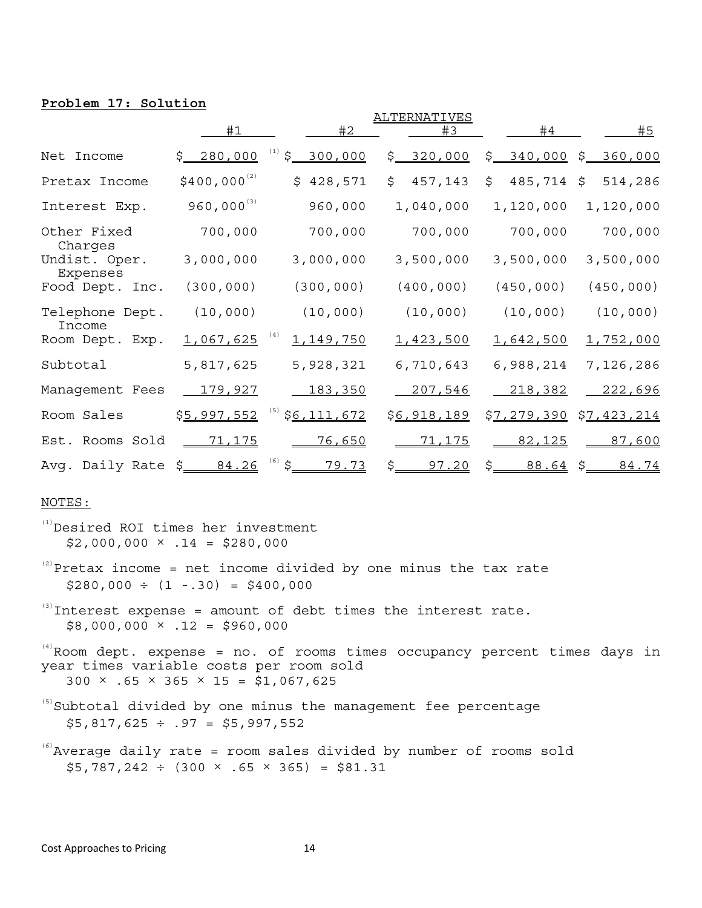**Problem 17: Solution**

| | ALTERNATIVES | | | | |
|---|---|---|---|---|---|
| | #1 | #2 | #3 | #4 | #5 |
| Net Income | $ 280,000 [1] | $ 300,000 | $ 320,000 | $ 340,000 | $ 360,000 |
| Pretax Income | $400,000[2] | $ 428,571 | $ 457,143 | $ 485,714 | $ 514,286 |
| Interest Exp. | 960,000[3] | 960,000 | 1,040,000 | 1,120,000 | 1,120,000 |
| Other Fixed Charges | 700,000 | 700,000 | 700,000 | 700,000 | 700,000 |
| Undist. Oper. Expenses | 3,000,000 | 3,000,000 | 3,500,000 | 3,500,000 | 3,500,000 |
| Food Dept. Inc. | (300,000) | (300,000) | (400,000) | (450,000) | (450,000) |
| Telephone Dept. Income | (10,000) | (10,000) | (10,000) | (10,000) | (10,000) |
| Room Dept. Exp. | 1,067,625 [4] | 1,149,750 | 1,423,500 | 1,642,500 | 1,752,000 |
| Subtotal | 5,817,625 | 5,928,321 | 6,710,643 | 6,988,214 | 7,126,286 |
| Management Fees | 179,927 | 183,350 | 207,546 | 218,382 | 222,696 |
| Room Sales | $5,997,552 [5] | $6,111,672 | $6,918,189 | $7,279,390 | $7,423,214 |
| Est. Rooms Sold | 71,175 | 76,650 | 71,175 | 82,125 | 87,600 |
| Avg. Daily Rate | $ 84.26 [6] | $ 79.73 | $ 97.20 | $ 88.64 | $ 84.74 |

NOTES:

[1] Desired ROI times her investment
$2,000,000 × .14 = $280,000

[2] Pretax income = net income divided by one minus the tax rate
$280,000 ÷ (1 -.30) = $400,000

[3] Interest expense = amount of debt times the interest rate.
$8,000,000 × .12 = $960,000

[4] Room dept. expense = no. of rooms times occupancy percent times days in year times variable costs per room sold
300 × .65 × 365 × 15 = $1,067,625

[5] Subtotal divided by one minus the management fee percentage
$5,817,625 ÷ .97 = $5,997,552

[6] Average daily rate = room sales divided by number of rooms sold
$5,787,242 ÷ (300 × .65 × 365) = $81.31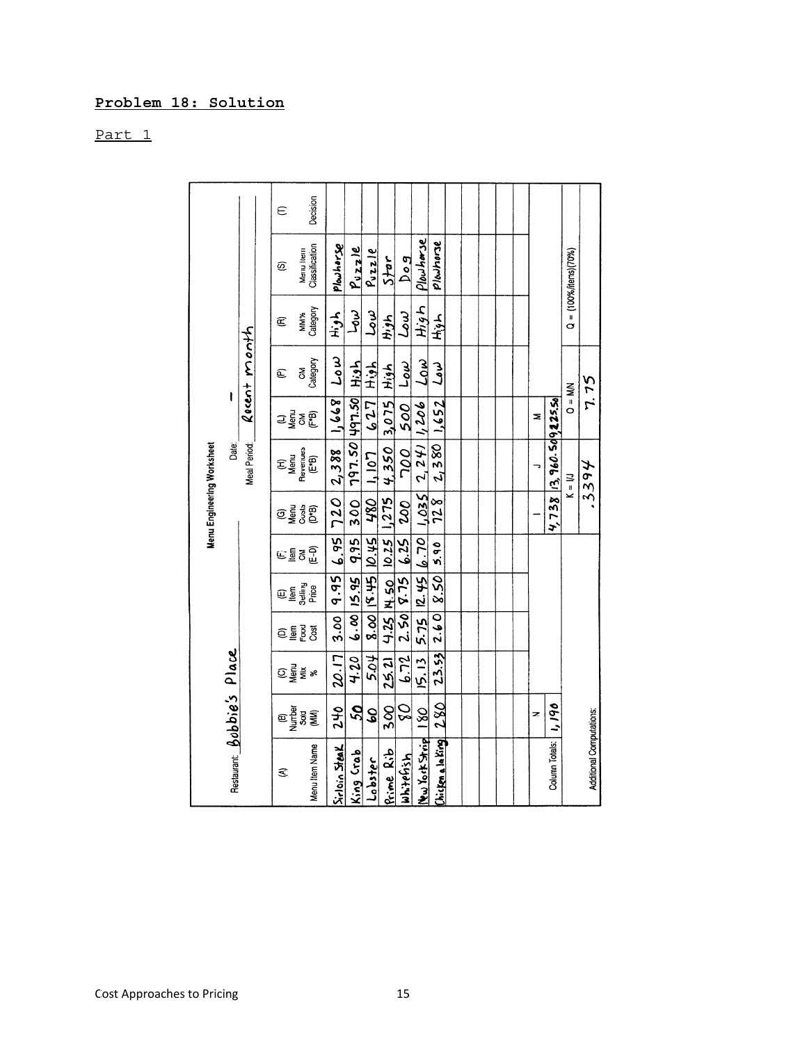## Problem 18: Solution

Part 1

**Menu Engineering Worksheet**

Restaurant: Bobbie's Place

Date: –

Meal Period: Recent month

| (A) Menu Item Name | (B) Number Sold (MM) | (C) Menu Mix % | (D) Item Food Cost | (E) Item Selling Price | (F) Item CM (E-D) | (G) Menu Costs (D*B) | (H) Menu Revenues (E*B) | (L) Menu CM (F*B) | (P) CM Category | (R) MM% Category | (S) Menu Item Classification | (T) Decision |
|---|---|---|---|---|---|---|---|---|---|---|---|---|
| Sirloin Steak | 240 | 20.17 | 3.00 | 9.95 | 6.95 | 720 | 2,388 | 1,668 | Low | High | Plowhorse | |
| King Crab | 50 | 4.20 | 6.00 | 15.95 | 9.95 | 300 | 797.50 | 497.50 | High | Low | Puzzle | |
| Lobster | 60 | 5.04 | 8.00 | 18.45 | 10.45 | 480 | 1,107 | 627 | High | Low | Puzzle | |
| Prime Rib | 300 | 25.21 | 4.25 | 14.50 | 10.25 | 1,275 | 4,350 | 3,075 | High | High | Star | |
| Whitefish | 80 | 6.72 | 2.50 | 8.75 | 6.25 | 200 | 700 | 500 | Low | Low | Dog | |
| New York Strip | 180 | 15.13 | 5.75 | 12.45 | 6.70 | 1,035 | 2,241 | 1,206 | Low | High | Plowhorse | |
| Chicken a la King | 280 | 23.53 | 2.60 | 8.50 | 5.90 | 728 | 2,380 | 1,652 | Low | High | Plowhorse | |
| Column Totals: | N: 1,190 | | | | | I: 4,738 | J: 13,960.50 | M: 9,225.50 | | | | |
| Additional Computations: | | | | | | K = I/J: .3394 | | O = M/N: 7.75 | | Q = (100%/items)(70%) | | |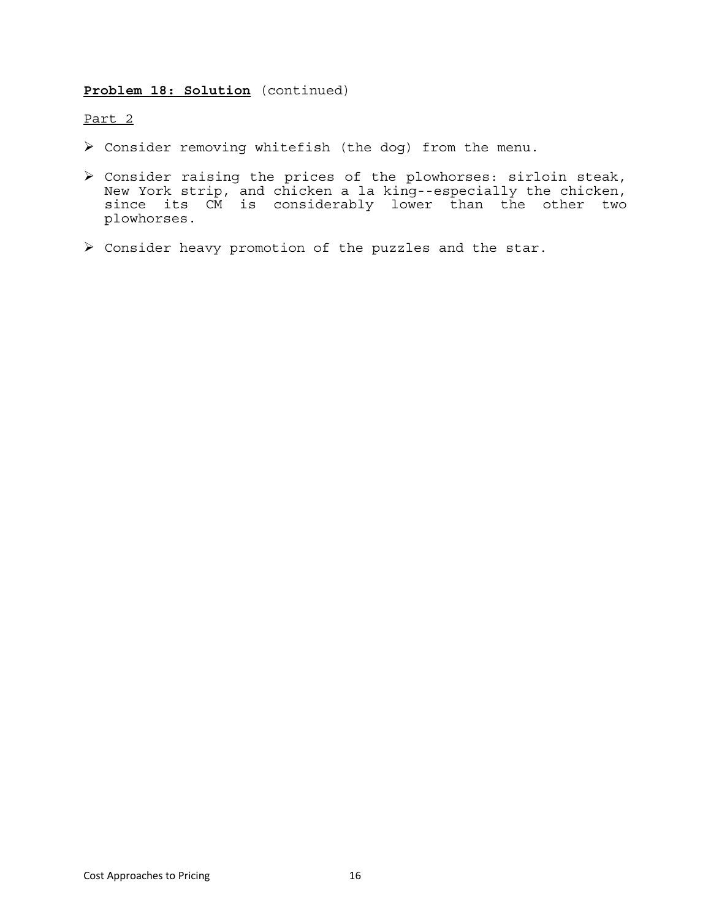**Problem 18: Solution** (continued)

Part 2

- Consider removing whitefish (the dog) from the menu.

- Consider raising the prices of the plowhorses: sirloin steak, New York strip, and chicken a la king--especially the chicken, since its CM is considerably lower than the other two plowhorses.

- Consider heavy promotion of the puzzles and the star.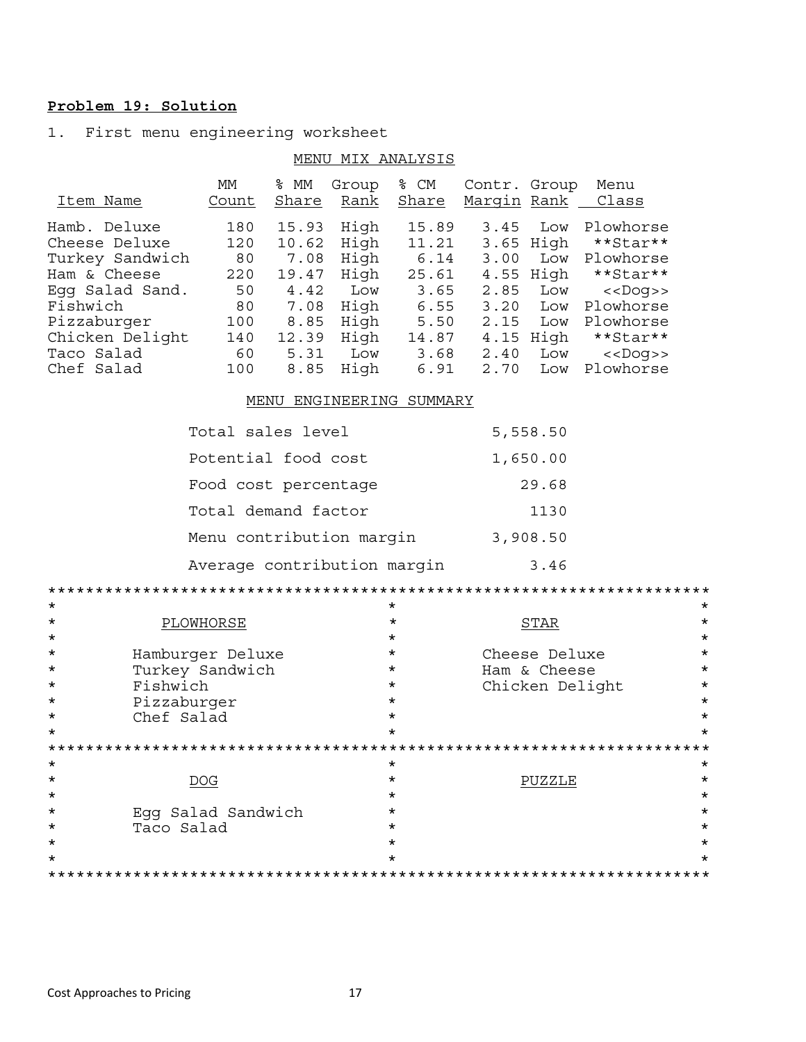**Problem 19: Solution**

1. First menu engineering worksheet

MENU MIX ANALYSIS

| Item Name | MM Count | % MM Share | Group Rank | % CM Share | Contr. Margin | Group Rank | Menu Class |
|---|---|---|---|---|---|---|---|
| Hamb. Deluxe | 180 | 15.93 | High | 15.89 | 3.45 | Low | Plowhorse |
| Cheese Deluxe | 120 | 10.62 | High | 11.21 | 3.65 | High | **Star** |
| Turkey Sandwich | 80 | 7.08 | High | 6.14 | 3.00 | Low | Plowhorse |
| Ham & Cheese | 220 | 19.47 | High | 25.61 | 4.55 | High | **Star** |
| Egg Salad Sand. | 50 | 4.42 | Low | 3.65 | 2.85 | Low | <<Dog>> |
| Fishwich | 80 | 7.08 | High | 6.55 | 3.20 | Low | Plowhorse |
| Pizzaburger | 100 | 8.85 | High | 5.50 | 2.15 | Low | Plowhorse |
| Chicken Delight | 140 | 12.39 | High | 14.87 | 4.15 | High | **Star** |
| Taco Salad | 60 | 5.31 | Low | 3.68 | 2.40 | Low | <<Dog>> |
| Chef Salad | 100 | 8.85 | High | 6.91 | 2.70 | Low | Plowhorse |

MENU ENGINEERING SUMMARY

| | |
|---|---|
| Total sales level | 5,558.50 |
| Potential food cost | 1,650.00 |
| Food cost percentage | 29.68 |
| Total demand factor | 1130 |
| Menu contribution margin | 3,908.50 |
| Average contribution margin | 3.46 |

| PLOWHORSE | STAR |
|---|---|
| Hamburger Deluxe<br>Turkey Sandwich<br>Fishwich<br>Pizzaburger<br>Chef Salad | Cheese Deluxe<br>Ham & Cheese<br>Chicken Delight |
| **DOG** | **PUZZLE** |
| Egg Salad Sandwich<br>Taco Salad | |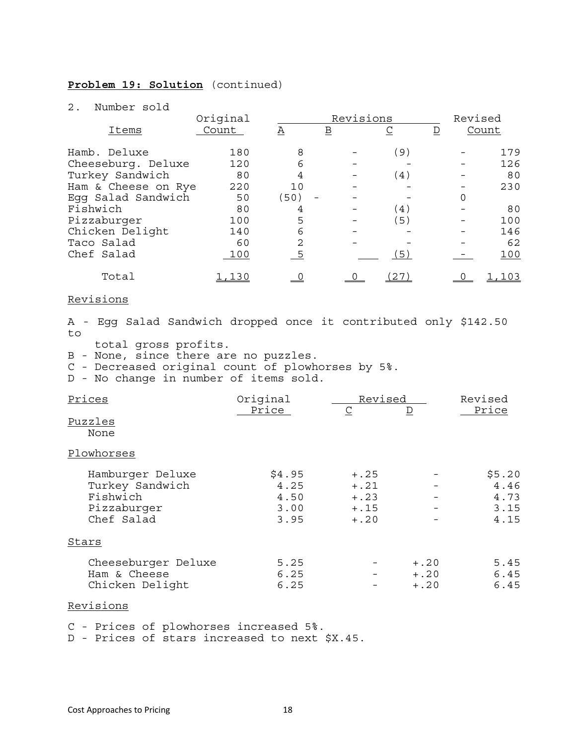**Problem 19: Solution** (continued)

2. Number sold

| Items | Original Count | Revisions A | B | C | D | Revised Count |
|---|---|---|---|---|---|---|
| Hamb. Deluxe | 180 | 8 | - | (9) | - | 179 |
| Cheeseburg. Deluxe | 120 | 6 | - | - | - | 126 |
| Turkey Sandwich | 80 | 4 | - | (4) | - | 80 |
| Ham & Cheese on Rye | 220 | 10 | - | - | - | 230 |
| Egg Salad Sandwich | 50 | (50) - | - | - | 0 | |
| Fishwich | 80 | 4 | - | (4) | - | 80 |
| Pizzaburger | 100 | 5 | - | (5) | - | 100 |
| Chicken Delight | 140 | 6 | - | - | - | 146 |
| Taco Salad | 60 | 2 | - | - | - | 62 |
| Chef Salad | 100 | 5 | | (5) | - | 100 |
| Total | 1,130 | 0 | 0 | (27) | 0 | 1,103 |

Revisions

A - Egg Salad Sandwich dropped once it contributed only $142.50 to total gross profits.
B - None, since there are no puzzles.
C - Decreased original count of plowhorses by 5%.
D - No change in number of items sold.

| Prices | Original Price | Revised C | Revised D | Revised Price |
|---|---|---|---|---|
| Puzzles | | | | |
| None | | | | |
| Plowhorses | | | | |
| Hamburger Deluxe | $4.95 | +.25 | - | $5.20 |
| Turkey Sandwich | 4.25 | +.21 | - | 4.46 |
| Fishwich | 4.50 | +.23 | - | 4.73 |
| Pizzaburger | 3.00 | +.15 | - | 3.15 |
| Chef Salad | 3.95 | +.20 | - | 4.15 |
| Stars | | | | |
| Cheeseburger Deluxe | 5.25 | - | +.20 | 5.45 |
| Ham & Cheese | 6.25 | - | +.20 | 6.45 |
| Chicken Delight | 6.25 | - | +.20 | 6.45 |

Revisions

C - Prices of plowhorses increased 5%.
D - Prices of stars increased to next $X.45.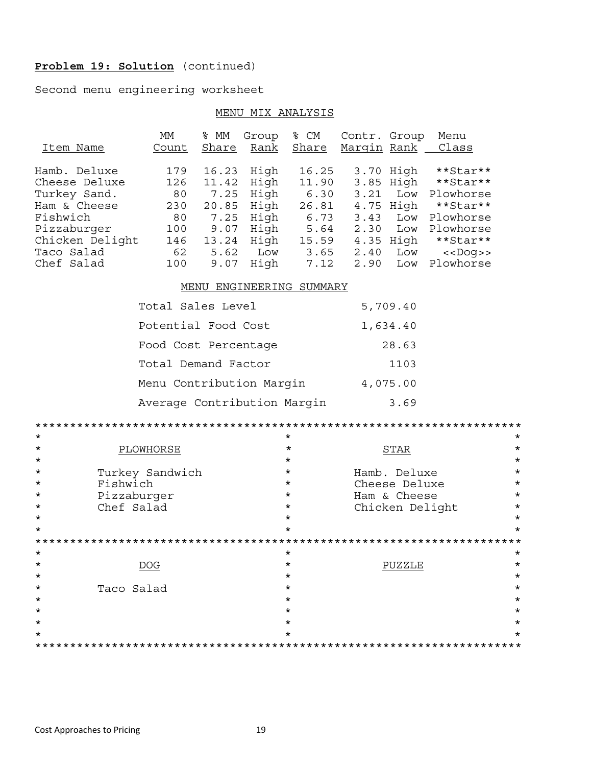**Problem 19: Solution** (continued)

Second menu engineering worksheet

MENU MIX ANALYSIS

| Item Name | MM Count | % MM Share | Group Rank | % CM Share | Contr. Margin | Group Rank | Menu Class |
|---|---|---|---|---|---|---|---|
| Hamb. Deluxe | 179 | 16.23 | High | 16.25 | 3.70 | High | **Star** |
| Cheese Deluxe | 126 | 11.42 | High | 11.90 | 3.85 | High | **Star** |
| Turkey Sand. | 80 | 7.25 | High | 6.30 | 3.21 | Low | Plowhorse |
| Ham & Cheese | 230 | 20.85 | High | 26.81 | 4.75 | High | **Star** |
| Fishwich | 80 | 7.25 | High | 6.73 | 3.43 | Low | Plowhorse |
| Pizzaburger | 100 | 9.07 | High | 5.64 | 2.30 | Low | Plowhorse |
| Chicken Delight | 146 | 13.24 | High | 15.59 | 4.35 | High | **Star** |
| Taco Salad | 62 | 5.62 | Low | 3.65 | 2.40 | Low | <<Dog>> |
| Chef Salad | 100 | 9.07 | High | 7.12 | 2.90 | Low | Plowhorse |

MENU ENGINEERING SUMMARY

| | |
|---|---|
| Total Sales Level | 5,709.40 |
| Potential Food Cost | 1,634.40 |
| Food Cost Percentage | 28.63 |
| Total Demand Factor | 1103 |
| Menu Contribution Margin | 4,075.00 |
| Average Contribution Margin | 3.69 |

| PLOWHORSE | STAR |
|---|---|
| Turkey Sandwich | Hamb. Deluxe |
| Fishwich | Cheese Deluxe |
| Pizzaburger | Ham & Cheese |
| Chef Salad | Chicken Delight |
| **DOG** | **PUZZLE** |
| Taco Salad | |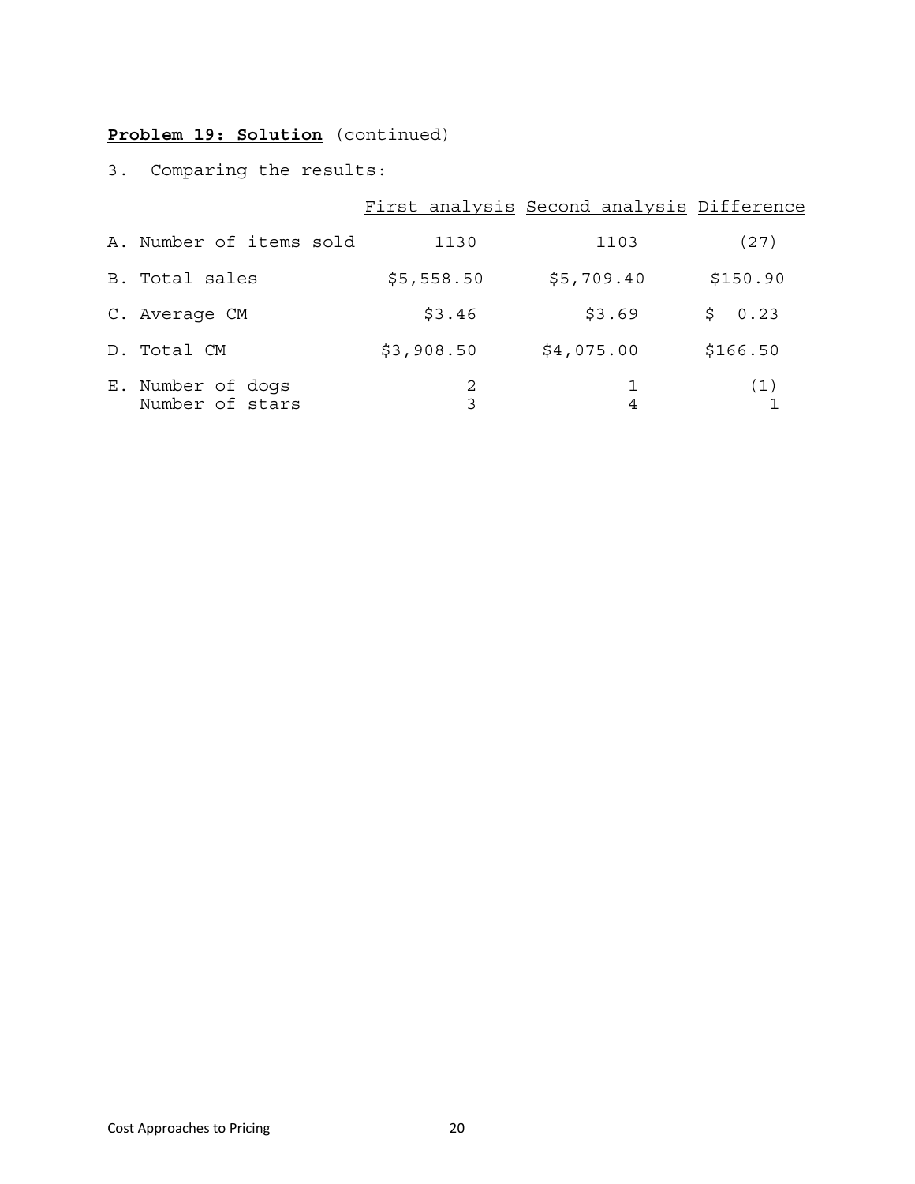**Problem 19: Solution** (continued)

3. Comparing the results:

| | First analysis | Second analysis | Difference |
|---|---|---|---|
| A. Number of items sold | 1130 | 1103 | (27) |
| B. Total sales | $5,558.50 | $5,709.40 | $150.90 |
| C. Average CM | $3.46 | $3.69 | $ 0.23 |
| D. Total CM | $3,908.50 | $4,075.00 | $166.50 |
| E. Number of dogs | 2 | 1 | (1) |
| Number of stars | 3 | 4 | 1 |